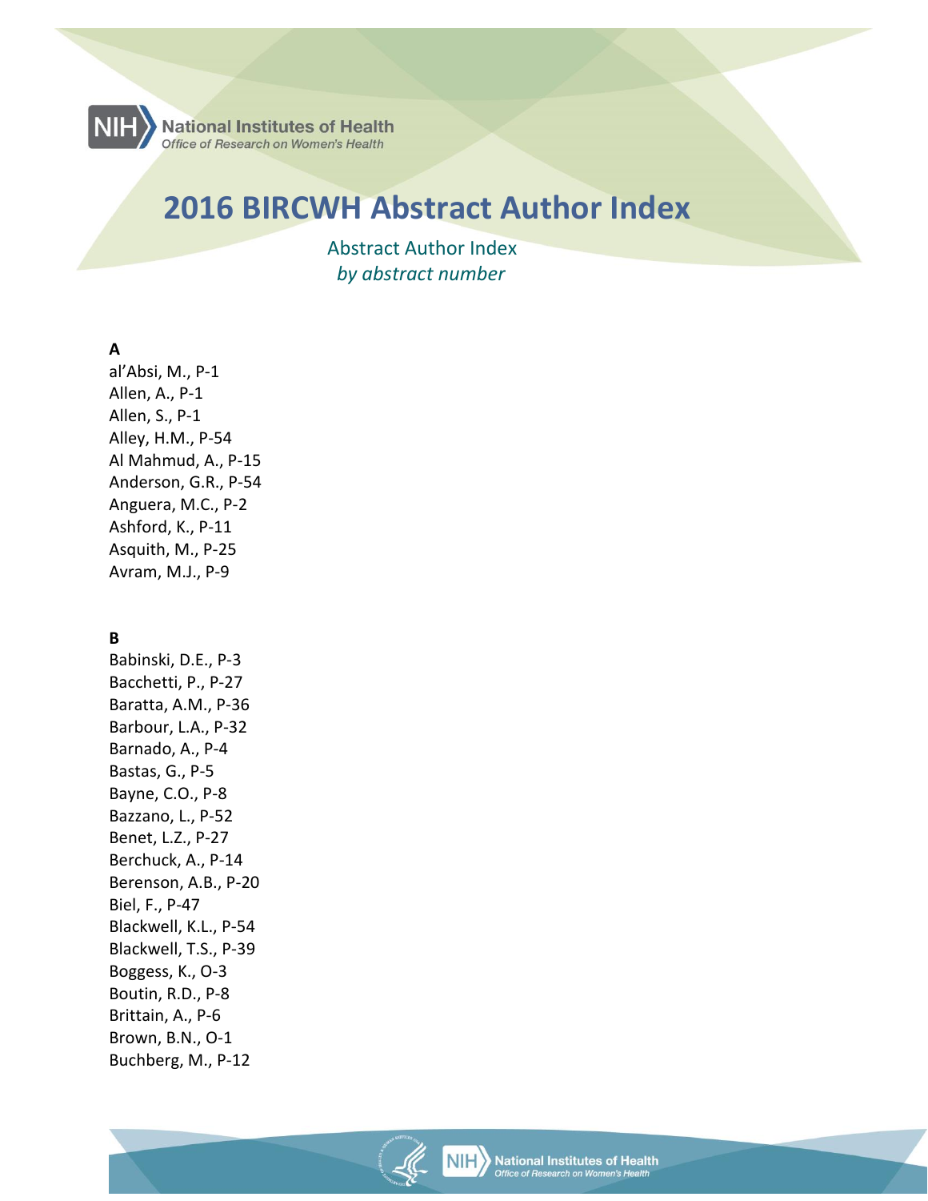National Institutes of Health
Office of Research on Women's Health

# 2016 BIRCWH Abstract Author Index

Abstract Author Index
*by abstract number*

**A**

al'Absi, M., P-1
Allen, A., P-1
Allen, S., P-1
Alley, H.M., P-54
Al Mahmud, A., P-15
Anderson, G.R., P-54
Anguera, M.C., P-2
Ashford, K., P-11
Asquith, M., P-25
Avram, M.J., P-9

**B**

Babinski, D.E., P-3
Bacchetti, P., P-27
Baratta, A.M., P-36
Barbour, L.A., P-32
Barnado, A., P-4
Bastas, G., P-5
Bayne, C.O., P-8
Bazzano, L., P-52
Benet, L.Z., P-27
Berchuck, A., P-14
Berenson, A.B., P-20
Biel, F., P-47
Blackwell, K.L., P-54
Blackwell, T.S., P-39
Boggess, K., O-3
Boutin, R.D., P-8
Brittain, A., P-6
Brown, B.N., O-1
Buchberg, M., P-12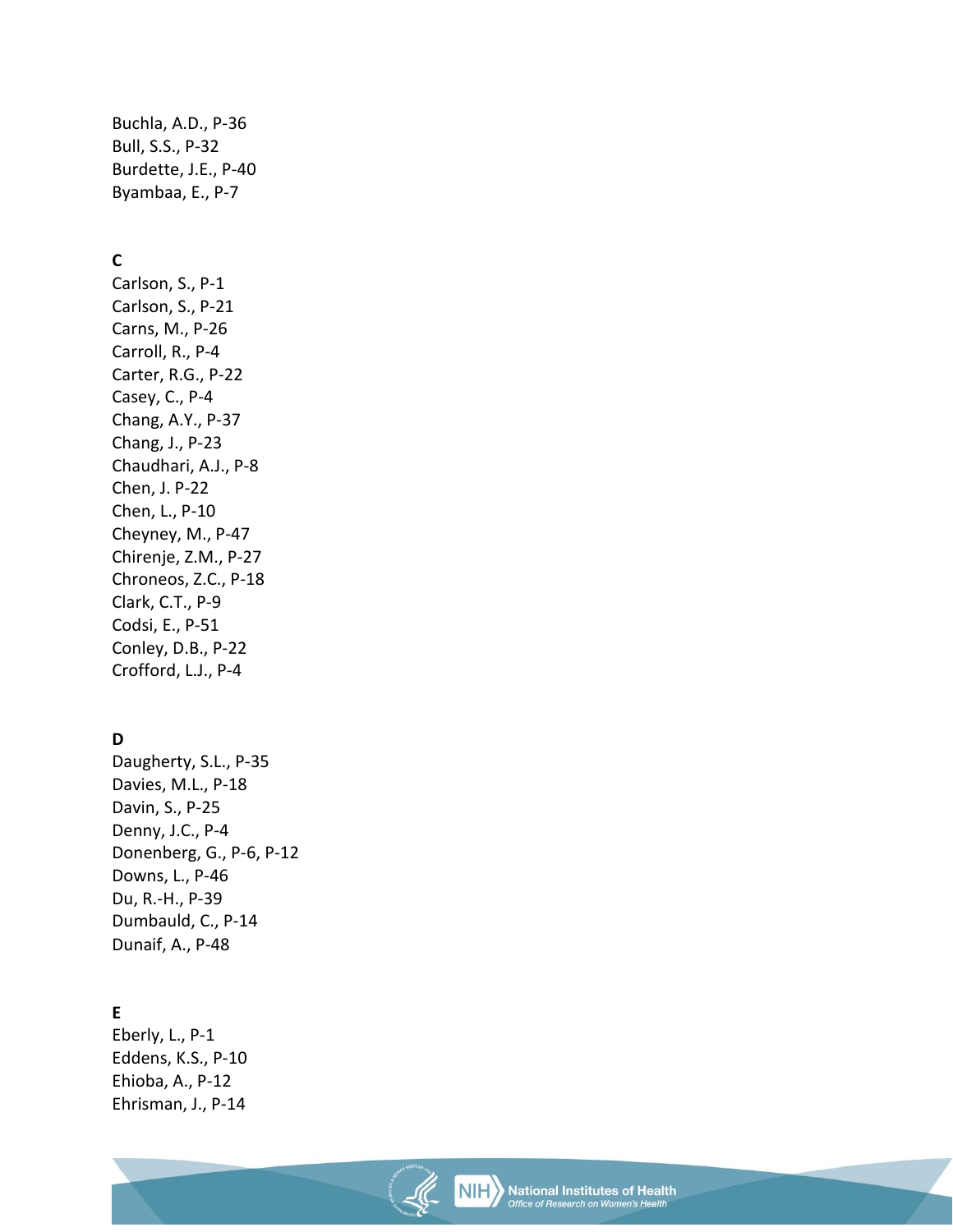Buchla, A.D., P-36  
Bull, S.S., P-32  
Burdette, J.E., P-40  
Byambaa, E., P-7

## C

Carlson, S., P-1  
Carlson, S., P-21  
Carns, M., P-26  
Carroll, R., P-4  
Carter, R.G., P-22  
Casey, C., P-4  
Chang, A.Y., P-37  
Chang, J., P-23  
Chaudhari, A.J., P-8  
Chen, J. P-22  
Chen, L., P-10  
Cheyney, M., P-47  
Chirenje, Z.M., P-27  
Chroneos, Z.C., P-18  
Clark, C.T., P-9  
Codsi, E., P-51  
Conley, D.B., P-22  
Crofford, L.J., P-4

## D

Daugherty, S.L., P-35  
Davies, M.L., P-18  
Davin, S., P-25  
Denny, J.C., P-4  
Donenberg, G., P-6, P-12  
Downs, L., P-46  
Du, R.-H., P-39  
Dumbauld, C., P-14  
Dunaif, A., P-48

## E

Eberly, L., P-1  
Eddens, K.S., P-10  
Ehioba, A., P-12  
Ehrisman, J., P-14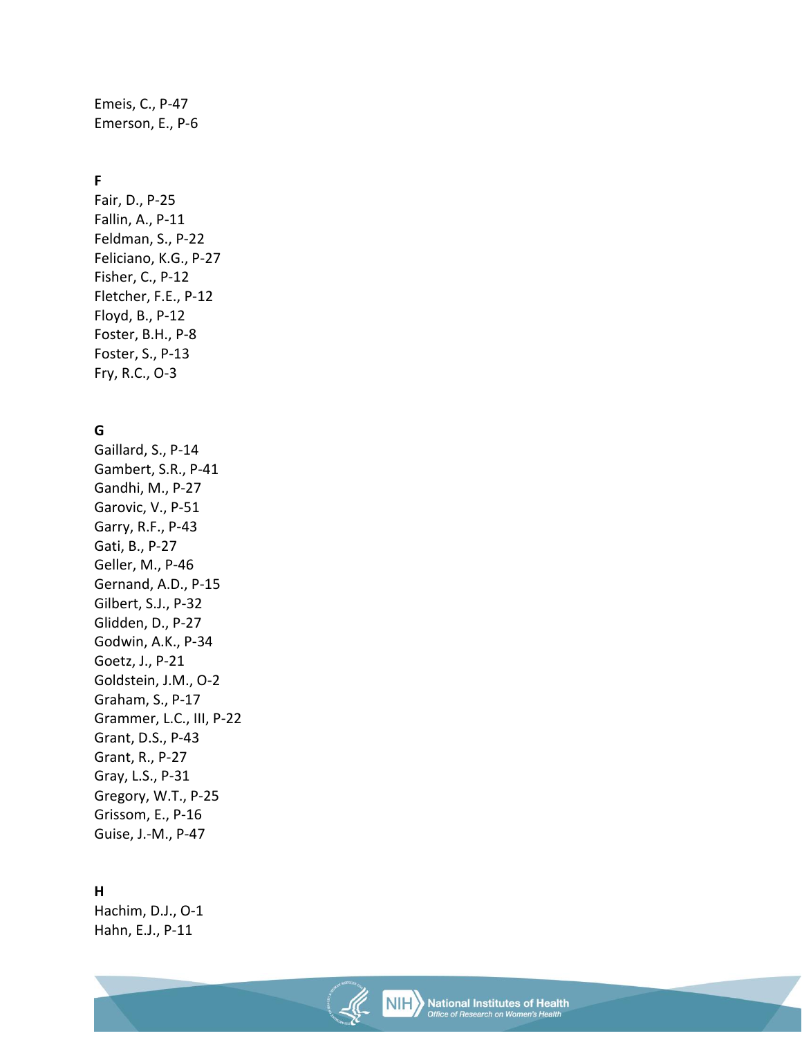Emeis, C., P-47
Emerson, E., P-6

**F**

Fair, D., P-25
Fallin, A., P-11
Feldman, S., P-22
Feliciano, K.G., P-27
Fisher, C., P-12
Fletcher, F.E., P-12
Floyd, B., P-12
Foster, B.H., P-8
Foster, S., P-13
Fry, R.C., O-3

**G**

Gaillard, S., P-14
Gambert, S.R., P-41
Gandhi, M., P-27
Garovic, V., P-51
Garry, R.F., P-43
Gati, B., P-27
Geller, M., P-46
Gernand, A.D., P-15
Gilbert, S.J., P-32
Glidden, D., P-27
Godwin, A.K., P-34
Goetz, J., P-21
Goldstein, J.M., O-2
Graham, S., P-17
Grammer, L.C., III, P-22
Grant, D.S., P-43
Grant, R., P-27
Gray, L.S., P-31
Gregory, W.T., P-25
Grissom, E., P-16
Guise, J.-M., P-47

**H**

Hachim, D.J., O-1
Hahn, E.J., P-11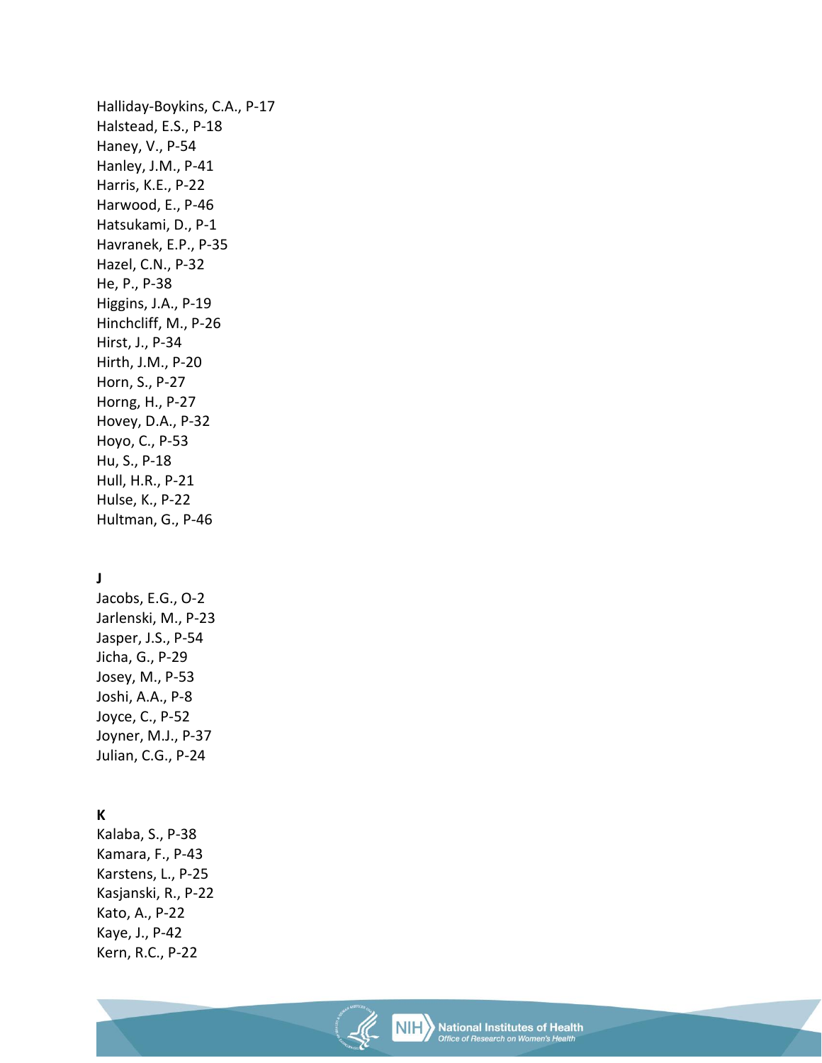Halliday-Boykins, C.A., P-17
Halstead, E.S., P-18
Haney, V., P-54
Hanley, J.M., P-41
Harris, K.E., P-22
Harwood, E., P-46
Hatsukami, D., P-1
Havranek, E.P., P-35
Hazel, C.N., P-32
He, P., P-38
Higgins, J.A., P-19
Hinchcliff, M., P-26
Hirst, J., P-34
Hirth, J.M., P-20
Horn, S., P-27
Horng, H., P-27
Hovey, D.A., P-32
Hoyo, C., P-53
Hu, S., P-18
Hull, H.R., P-21
Hulse, K., P-22
Hultman, G., P-46

**J**

Jacobs, E.G., O-2
Jarlenski, M., P-23
Jasper, J.S., P-54
Jicha, G., P-29
Josey, M., P-53
Joshi, A.A., P-8
Joyce, C., P-52
Joyner, M.J., P-37
Julian, C.G., P-24

**K**

Kalaba, S., P-38
Kamara, F., P-43
Karstens, L., P-25
Kasjanski, R., P-22
Kato, A., P-22
Kaye, J., P-42
Kern, R.C., P-22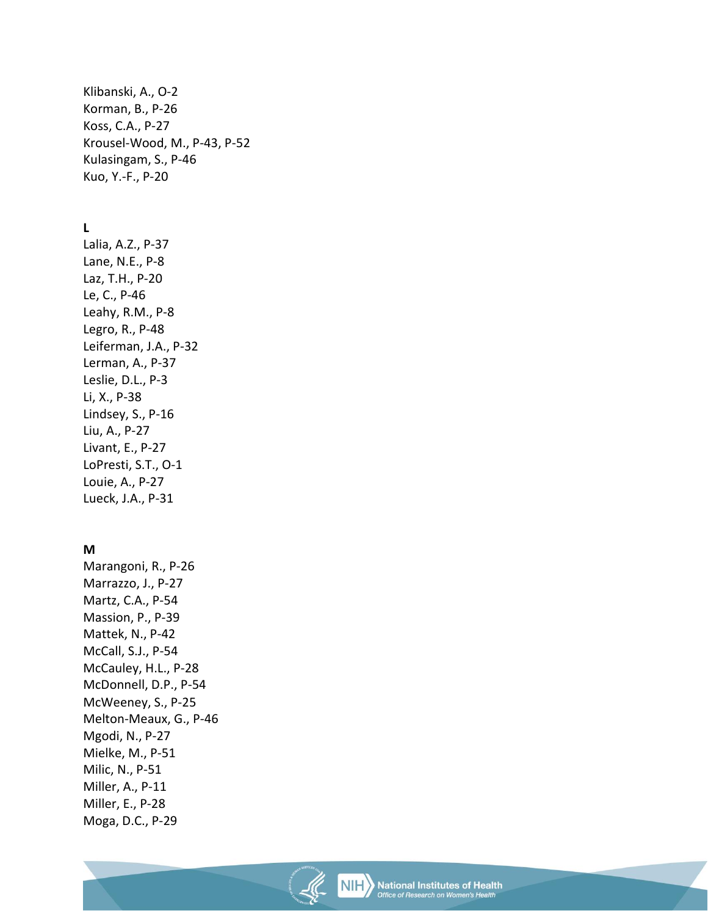Klibanski, A., O-2
Korman, B., P-26
Koss, C.A., P-27
Krousel-Wood, M., P-43, P-52
Kulasingam, S., P-46
Kuo, Y.-F., P-20

**L**

Lalia, A.Z., P-37
Lane, N.E., P-8
Laz, T.H., P-20
Le, C., P-46
Leahy, R.M., P-8
Legro, R., P-48
Leiferman, J.A., P-32
Lerman, A., P-37
Leslie, D.L., P-3
Li, X., P-38
Lindsey, S., P-16
Liu, A., P-27
Livant, E., P-27
LoPresti, S.T., O-1
Louie, A., P-27
Lueck, J.A., P-31

**M**

Marangoni, R., P-26
Marrazzo, J., P-27
Martz, C.A., P-54
Massion, P., P-39
Mattek, N., P-42
McCall, S.J., P-54
McCauley, H.L., P-28
McDonnell, D.P., P-54
McWeeney, S., P-25
Melton-Meaux, G., P-46
Mgodi, N., P-27
Mielke, M., P-51
Milic, N., P-51
Miller, A., P-11
Miller, E., P-28
Moga, D.C., P-29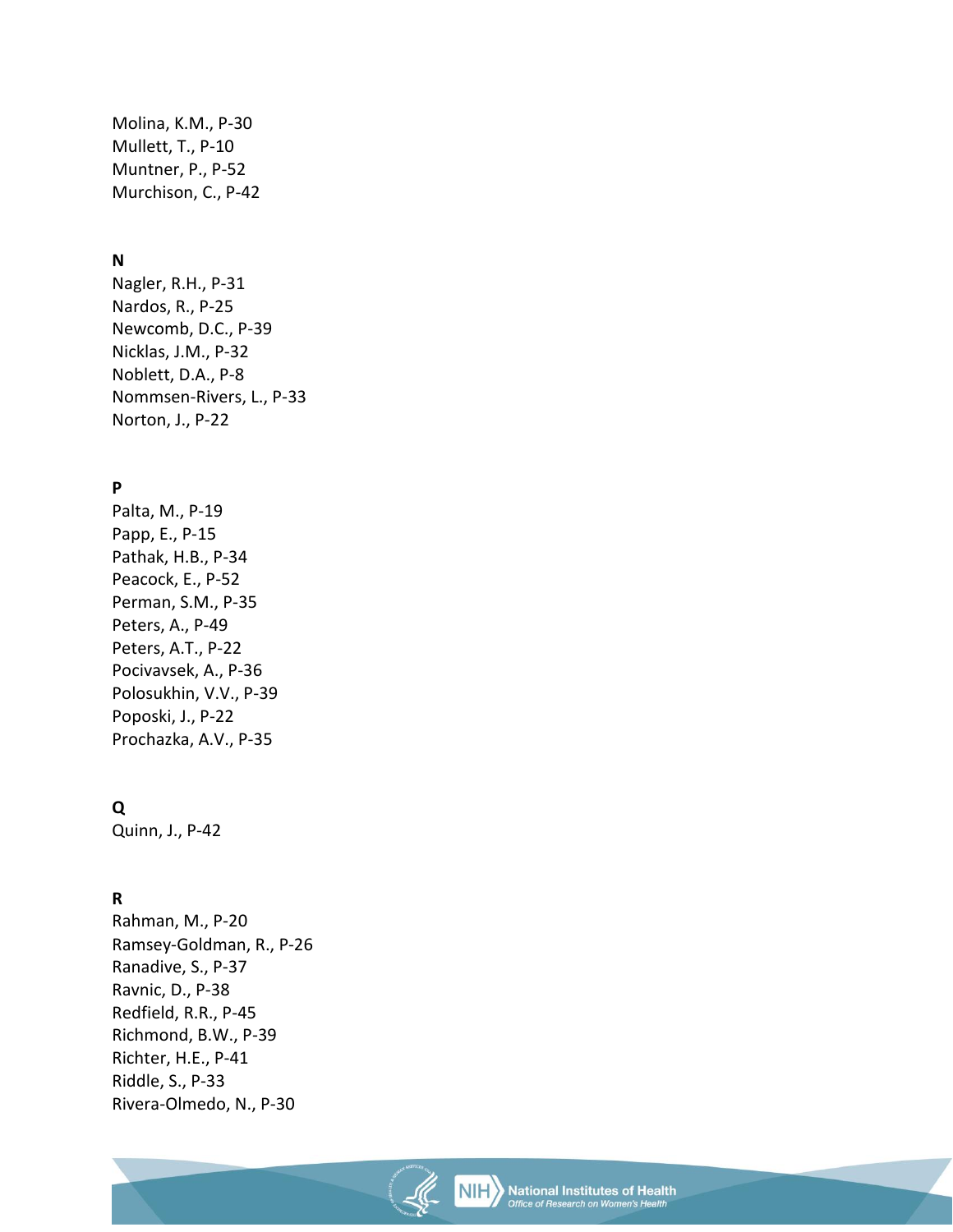Molina, K.M., P-30
Mullett, T., P-10
Muntner, P., P-52
Murchison, C., P-42

**N**

Nagler, R.H., P-31
Nardos, R., P-25
Newcomb, D.C., P-39
Nicklas, J.M., P-32
Noblett, D.A., P-8
Nommsen-Rivers, L., P-33
Norton, J., P-22

**P**

Palta, M., P-19
Papp, E., P-15
Pathak, H.B., P-34
Peacock, E., P-52
Perman, S.M., P-35
Peters, A., P-49
Peters, A.T., P-22
Pocivavsek, A., P-36
Polosukhin, V.V., P-39
Poposki, J., P-22
Prochazka, A.V., P-35

**Q**

Quinn, J., P-42

**R**

Rahman, M., P-20
Ramsey-Goldman, R., P-26
Ranadive, S., P-37
Ravnic, D., P-38
Redfield, R.R., P-45
Richmond, B.W., P-39
Richter, H.E., P-41
Riddle, S., P-33
Rivera-Olmedo, N., P-30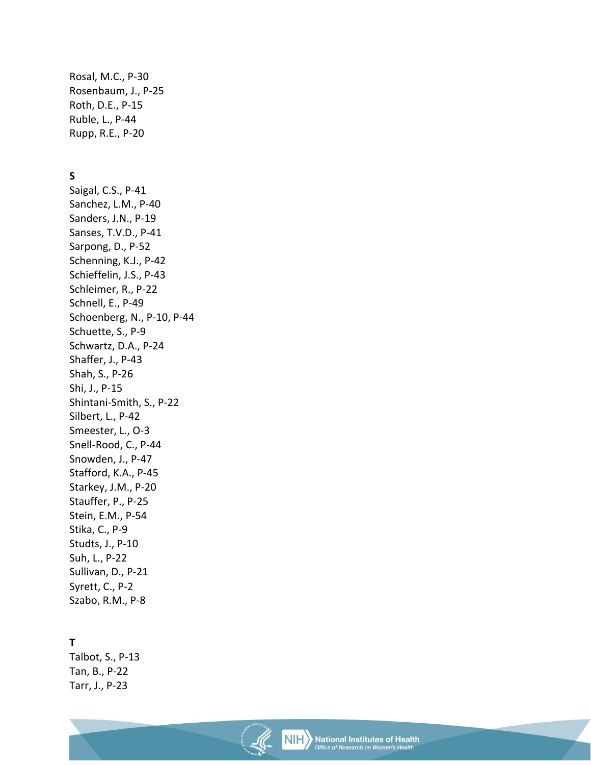Rosal, M.C., P-30
Rosenbaum, J., P-25
Roth, D.E., P-15
Ruble, L., P-44
Rupp, R.E., P-20

**S**

Saigal, C.S., P-41
Sanchez, L.M., P-40
Sanders, J.N., P-19
Sanses, T.V.D., P-41
Sarpong, D., P-52
Schenning, K.J., P-42
Schieffelin, J.S., P-43
Schleimer, R., P-22
Schnell, E., P-49
Schoenberg, N., P-10, P-44
Schuette, S., P-9
Schwartz, D.A., P-24
Shaffer, J., P-43
Shah, S., P-26
Shi, J., P-15
Shintani-Smith, S., P-22
Silbert, L., P-42
Smeester, L., O-3
Snell-Rood, C., P-44
Snowden, J., P-47
Stafford, K.A., P-45
Starkey, J.M., P-20
Stauffer, P., P-25
Stein, E.M., P-54
Stika, C., P-9
Studts, J., P-10
Suh, L., P-22
Sullivan, D., P-21
Syrett, C., P-2
Szabo, R.M., P-8

**T**

Talbot, S., P-13
Tan, B., P-22
Tarr, J., P-23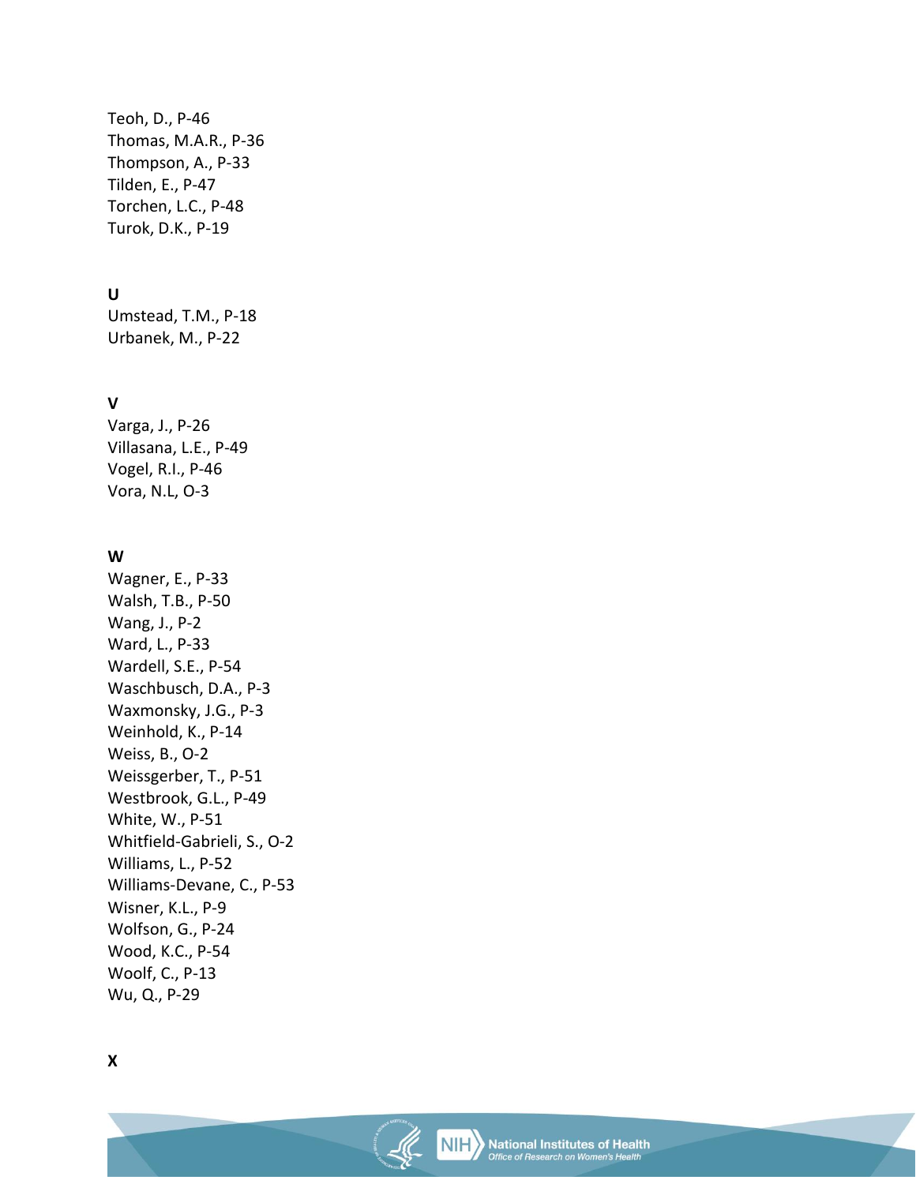Teoh, D., P-46
Thomas, M.A.R., P-36
Thompson, A., P-33
Tilden, E., P-47
Torchen, L.C., P-48
Turok, D.K., P-19

**U**

Umstead, T.M., P-18
Urbanek, M., P-22

**V**

Varga, J., P-26
Villasana, L.E., P-49
Vogel, R.I., P-46
Vora, N.L, O-3

**W**

Wagner, E., P-33
Walsh, T.B., P-50
Wang, J., P-2
Ward, L., P-33
Wardell, S.E., P-54
Waschbusch, D.A., P-3
Waxmonsky, J.G., P-3
Weinhold, K., P-14
Weiss, B., O-2
Weissgerber, T., P-51
Westbrook, G.L., P-49
White, W., P-51
Whitfield-Gabrieli, S., O-2
Williams, L., P-52
Williams-Devane, C., P-53
Wisner, K.L., P-9
Wolfson, G., P-24
Wood, K.C., P-54
Woolf, C., P-13
Wu, Q., P-29

**X**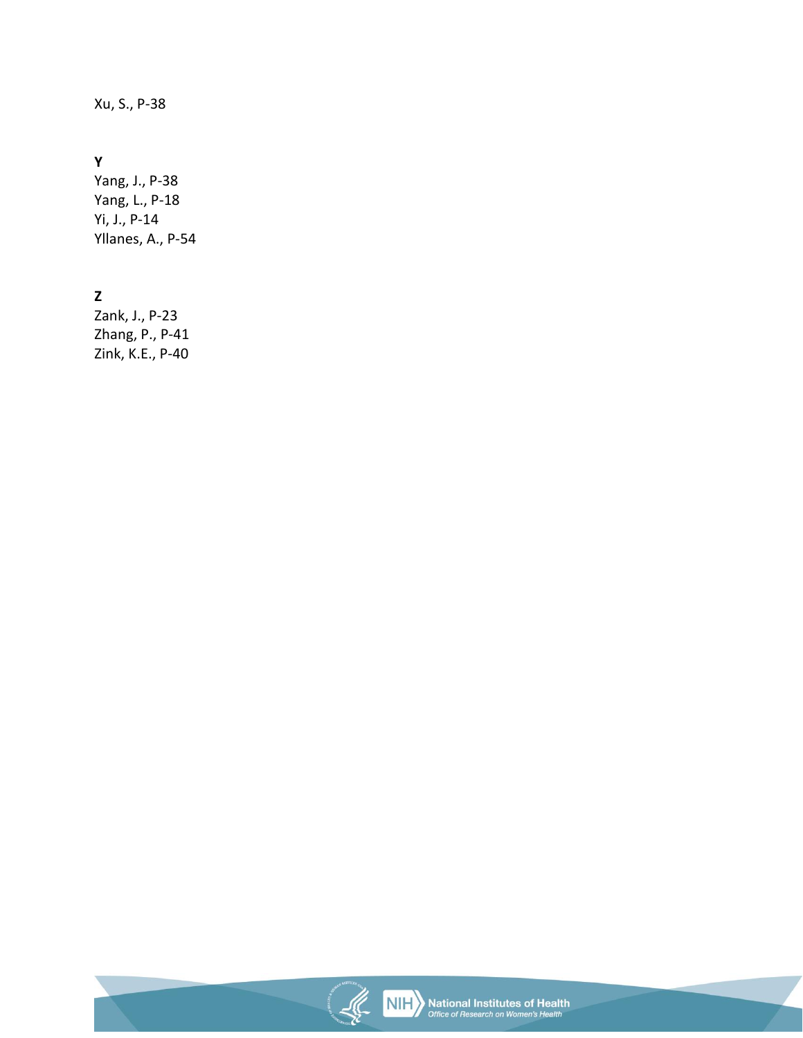Xu, S., P-38

**Y**

Yang, J., P-38
Yang, L., P-18
Yi, J., P-14
Yllanes, A., P-54

**Z**

Zank, J., P-23
Zhang, P., P-41
Zink, K.E., P-40